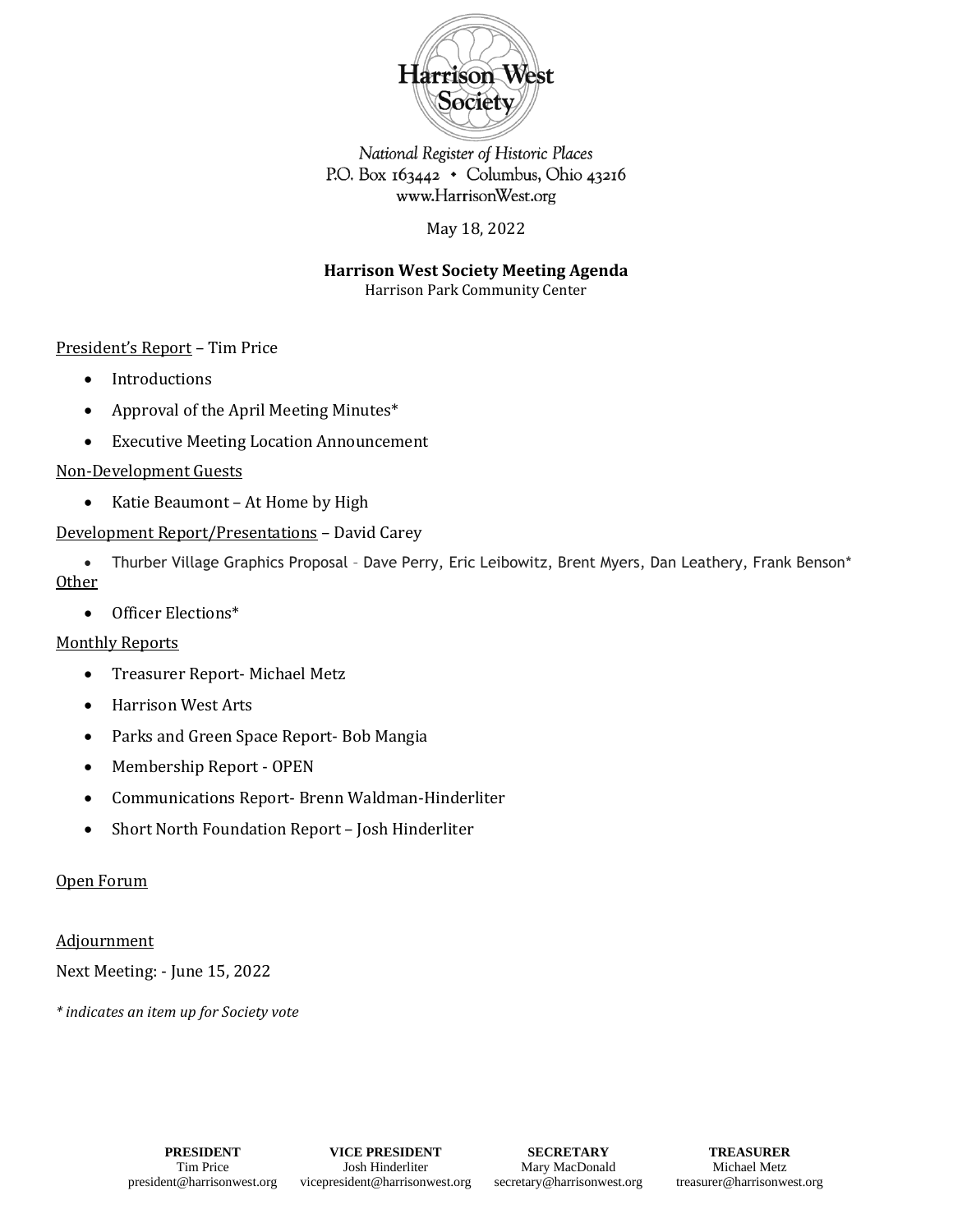Harrison West Society

*National Register of Historic Places*
P.O. Box 163442 • Columbus, Ohio 43216
www.HarrisonWest.org

May 18, 2022

**Harrison West Society Meeting Agenda**
Harrison Park Community Center

<u>President's Report</u> – Tim Price

- Introductions
- Approval of the April Meeting Minutes*
- Executive Meeting Location Announcement

<u>Non-Development Guests</u>

- Katie Beaumont – At Home by High

<u>Development Report/Presentations</u> – David Carey

- Thurber Village Graphics Proposal – Dave Perry, Eric Leibowitz, Brent Myers, Dan Leathery, Frank Benson*

<u>Other</u>

- Officer Elections*

<u>Monthly Reports</u>

- Treasurer Report- Michael Metz
- Harrison West Arts
- Parks and Green Space Report- Bob Mangia
- Membership Report - OPEN
- Communications Report- Brenn Waldman-Hinderliter
- Short North Foundation Report – Josh Hinderliter

<u>Open Forum</u>

<u>Adjournment</u>

Next Meeting: - June 15, 2022

*\* indicates an item up for Society vote*

| **PRESIDENT** | **VICE PRESIDENT** | **SECRETARY** | **TREASURER** |
|---|---|---|---|
| Tim Price | Josh Hinderliter | Mary MacDonald | Michael Metz |
| president@harrisonwest.org | vicepresident@harrisonwest.org | secretary@harrisonwest.org | treasurer@harrisonwest.org |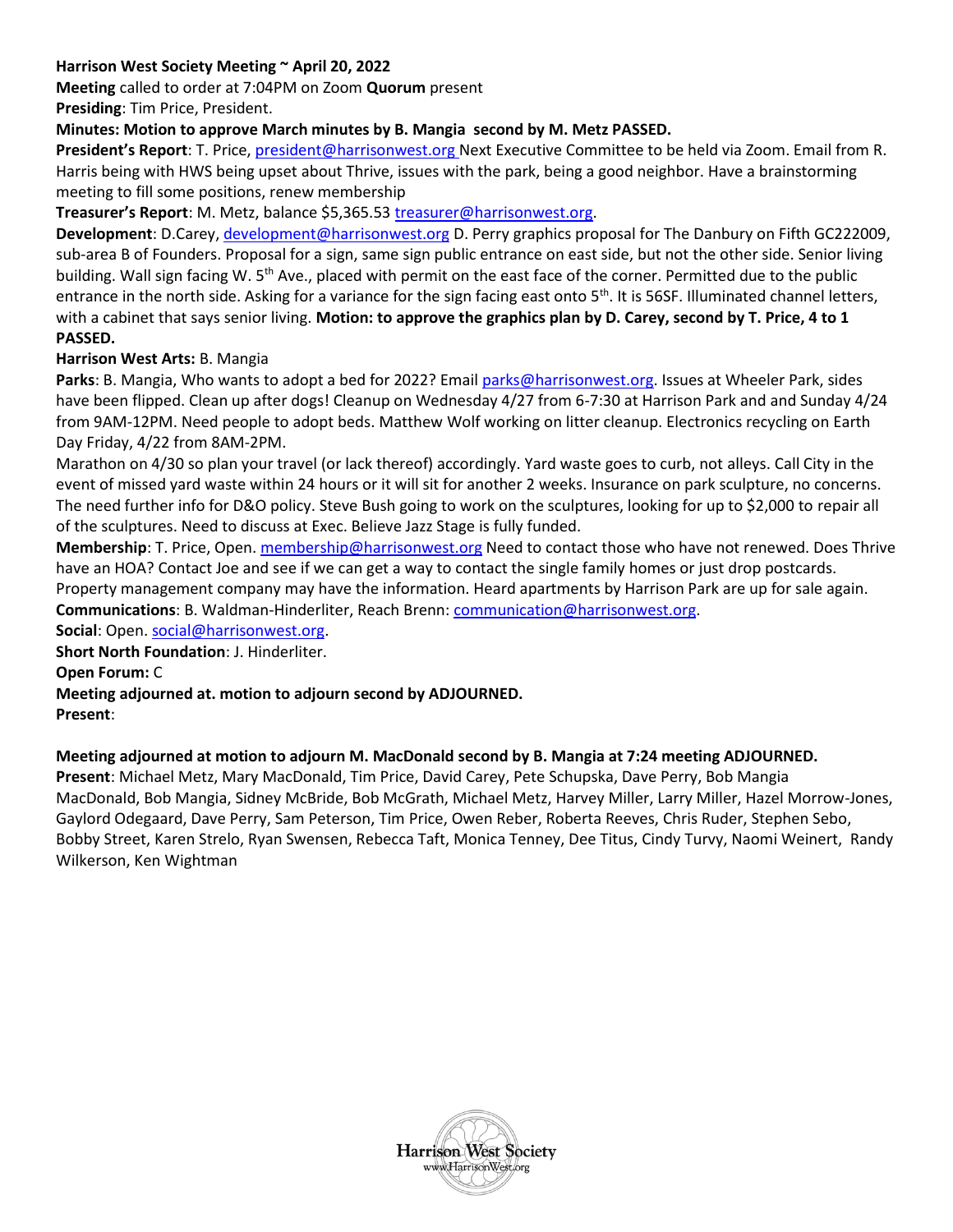**Harrison West Society Meeting ~ April 20, 2022**

**Meeting** called to order at 7:04PM on Zoom **Quorum** present

**Presiding**: Tim Price, President.

**Minutes: Motion to approve March minutes by B. Mangia second by M. Metz PASSED.**

**President's Report**: T. Price, president@harrisonwest.org Next Executive Committee to be held via Zoom. Email from R. Harris being with HWS being upset about Thrive, issues with the park, being a good neighbor. Have a brainstorming meeting to fill some positions, renew membership

**Treasurer's Report**: M. Metz, balance $5,365.53 treasurer@harrisonwest.org.

**Development**: D.Carey, development@harrisonwest.org D. Perry graphics proposal for The Danbury on Fifth GC222009, sub-area B of Founders. Proposal for a sign, same sign public entrance on east side, but not the other side. Senior living building. Wall sign facing W. 5th Ave., placed with permit on the east face of the corner. Permitted due to the public entrance in the north side. Asking for a variance for the sign facing east onto 5th. It is 56SF. Illuminated channel letters, with a cabinet that says senior living. **Motion: to approve the graphics plan by D. Carey, second by T. Price, 4 to 1 PASSED.**

**Harrison West Arts:** B. Mangia

**Parks**: B. Mangia, Who wants to adopt a bed for 2022? Email parks@harrisonwest.org. Issues at Wheeler Park, sides have been flipped. Clean up after dogs! Cleanup on Wednesday 4/27 from 6-7:30 at Harrison Park and and Sunday 4/24 from 9AM-12PM. Need people to adopt beds. Matthew Wolf working on litter cleanup. Electronics recycling on Earth Day Friday, 4/22 from 8AM-2PM.

Marathon on 4/30 so plan your travel (or lack thereof) accordingly. Yard waste goes to curb, not alleys. Call City in the event of missed yard waste within 24 hours or it will sit for another 2 weeks. Insurance on park sculpture, no concerns. The need further info for D&O policy. Steve Bush going to work on the sculptures, looking for up to $2,000 to repair all of the sculptures. Need to discuss at Exec. Believe Jazz Stage is fully funded.

**Membership**: T. Price, Open. membership@harrisonwest.org Need to contact those who have not renewed. Does Thrive have an HOA? Contact Joe and see if we can get a way to contact the single family homes or just drop postcards. Property management company may have the information. Heard apartments by Harrison Park are up for sale again.

**Communications**: B. Waldman-Hinderliter, Reach Brenn: communication@harrisonwest.org.

**Social**: Open. social@harrisonwest.org.

**Short North Foundation**: J. Hinderliter.

**Open Forum:** C

**Meeting adjourned at. motion to adjourn second by ADJOURNED.**

**Present**:

**Meeting adjourned at motion to adjourn M. MacDonald second by B. Mangia at 7:24 meeting ADJOURNED.**

**Present**: Michael Metz, Mary MacDonald, Tim Price, David Carey, Pete Schupska, Dave Perry, Bob Mangia MacDonald, Bob Mangia, Sidney McBride, Bob McGrath, Michael Metz, Harvey Miller, Larry Miller, Hazel Morrow-Jones, Gaylord Odegaard, Dave Perry, Sam Peterson, Tim Price, Owen Reber, Roberta Reeves, Chris Ruder, Stephen Sebo, Bobby Street, Karen Strelo, Ryan Swensen, Rebecca Taft, Monica Tenney, Dee Titus, Cindy Turvy, Naomi Weinert, Randy Wilkerson, Ken Wightman

Harrison West Society
www.HarrisonWest.org